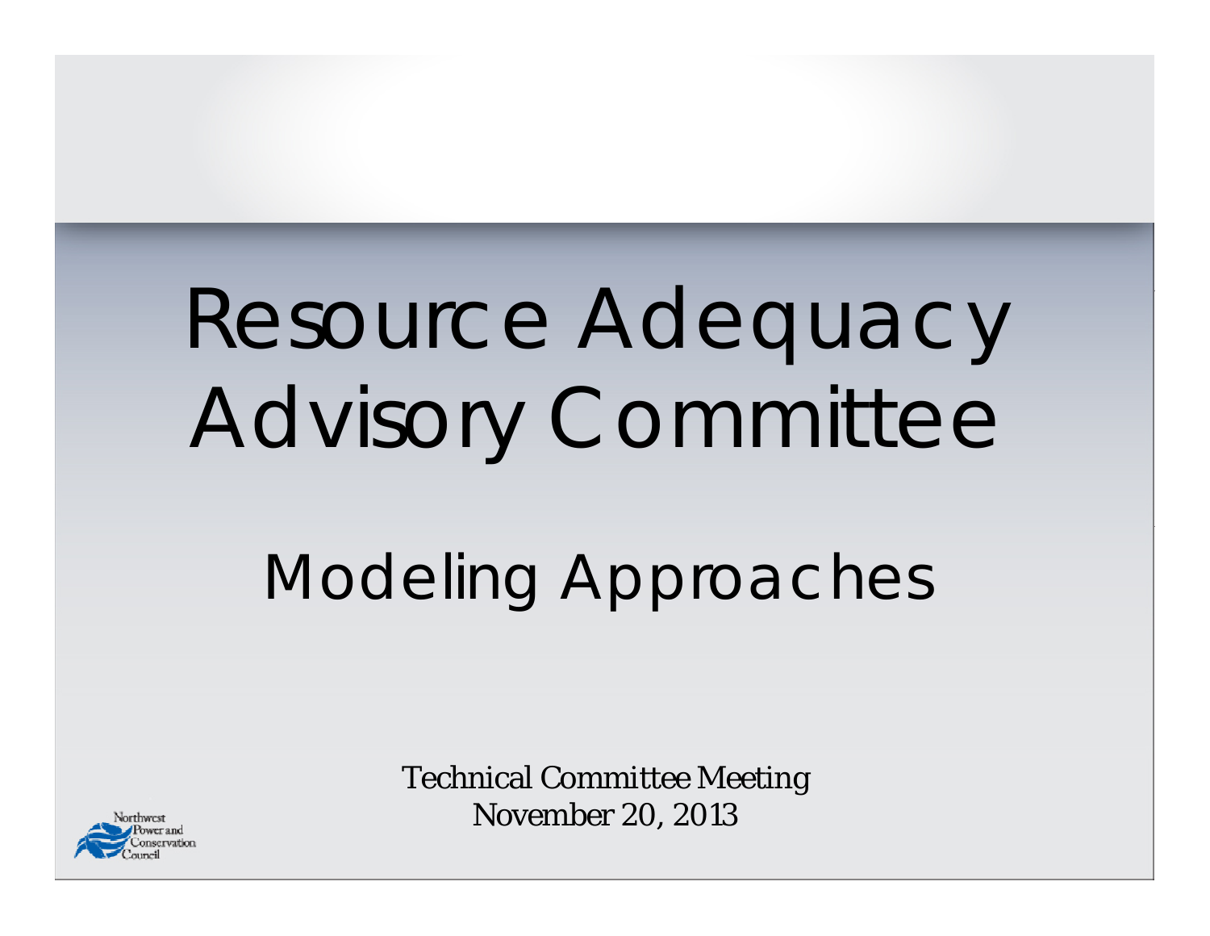# Resource Adequacy Advisory Committee

## Modeling Approaches

Technical Committee Meeting
November 20, 2013

Northwest Power and Conservation Council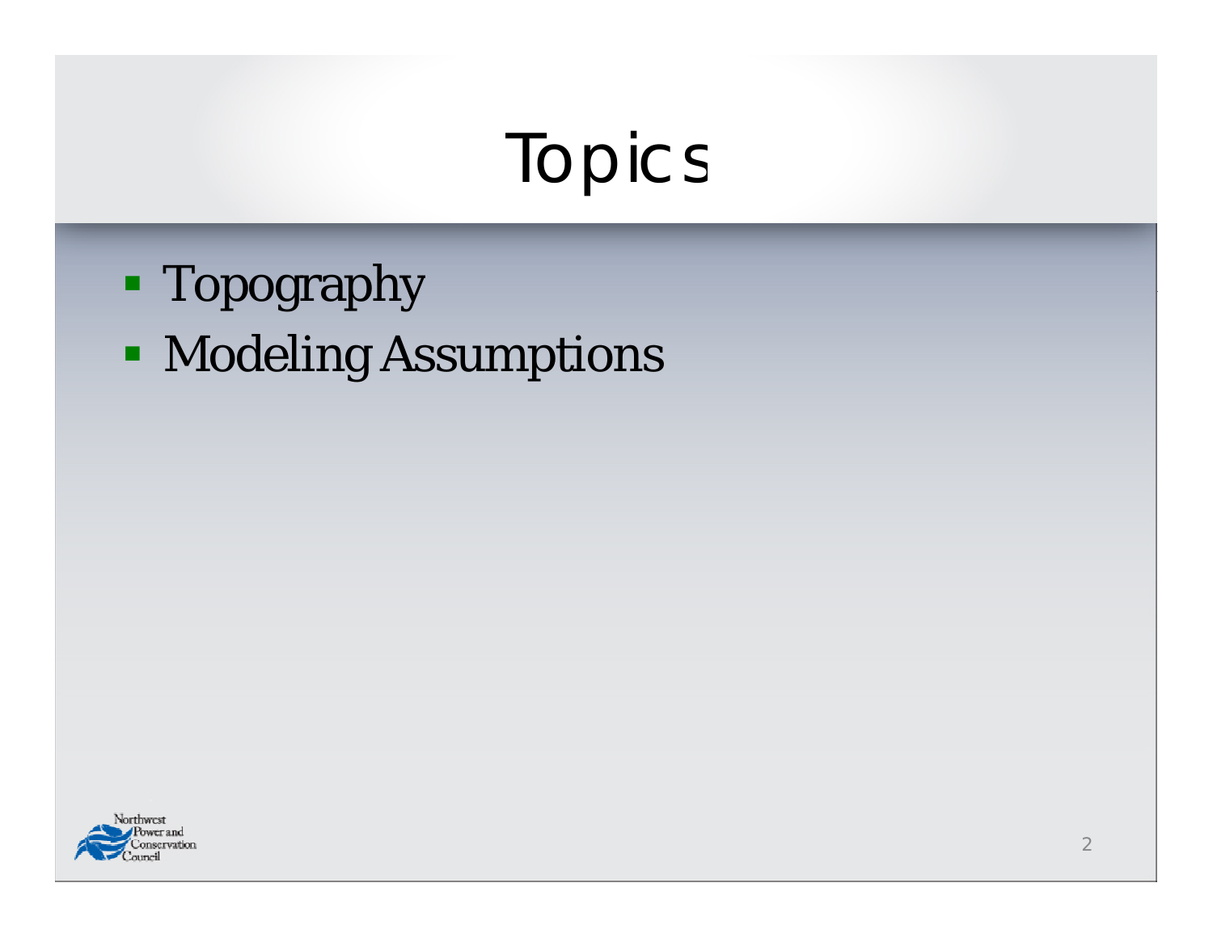# Topics

- Topography
- Modeling Assumptions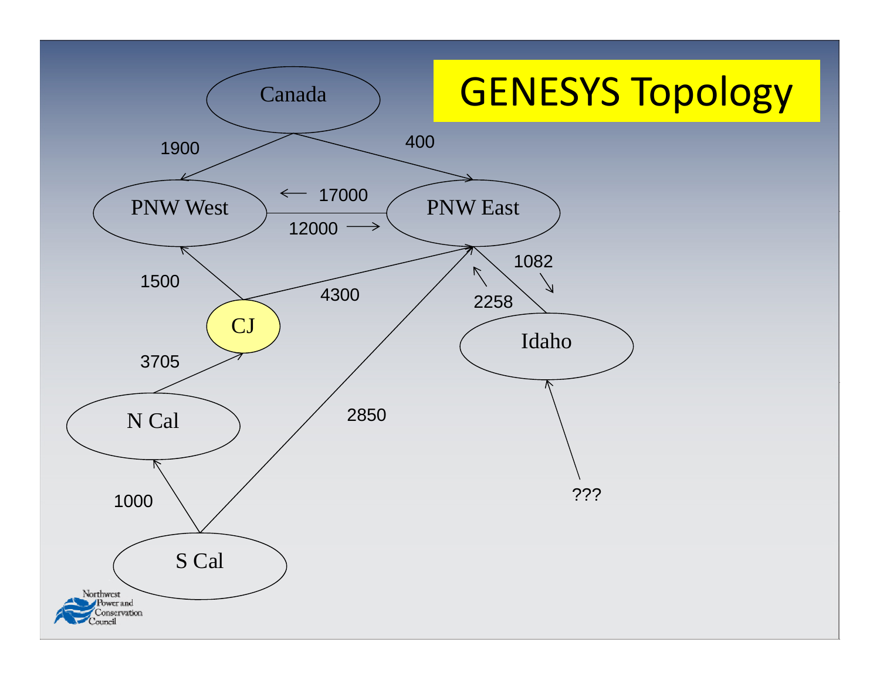# GENESYS Topology

Canada

1900

400

PNW West

17000

12000

PNW East

1500

4300

1082

2258

CJ

Idaho

3705

N Cal

2850

1000

???

S Cal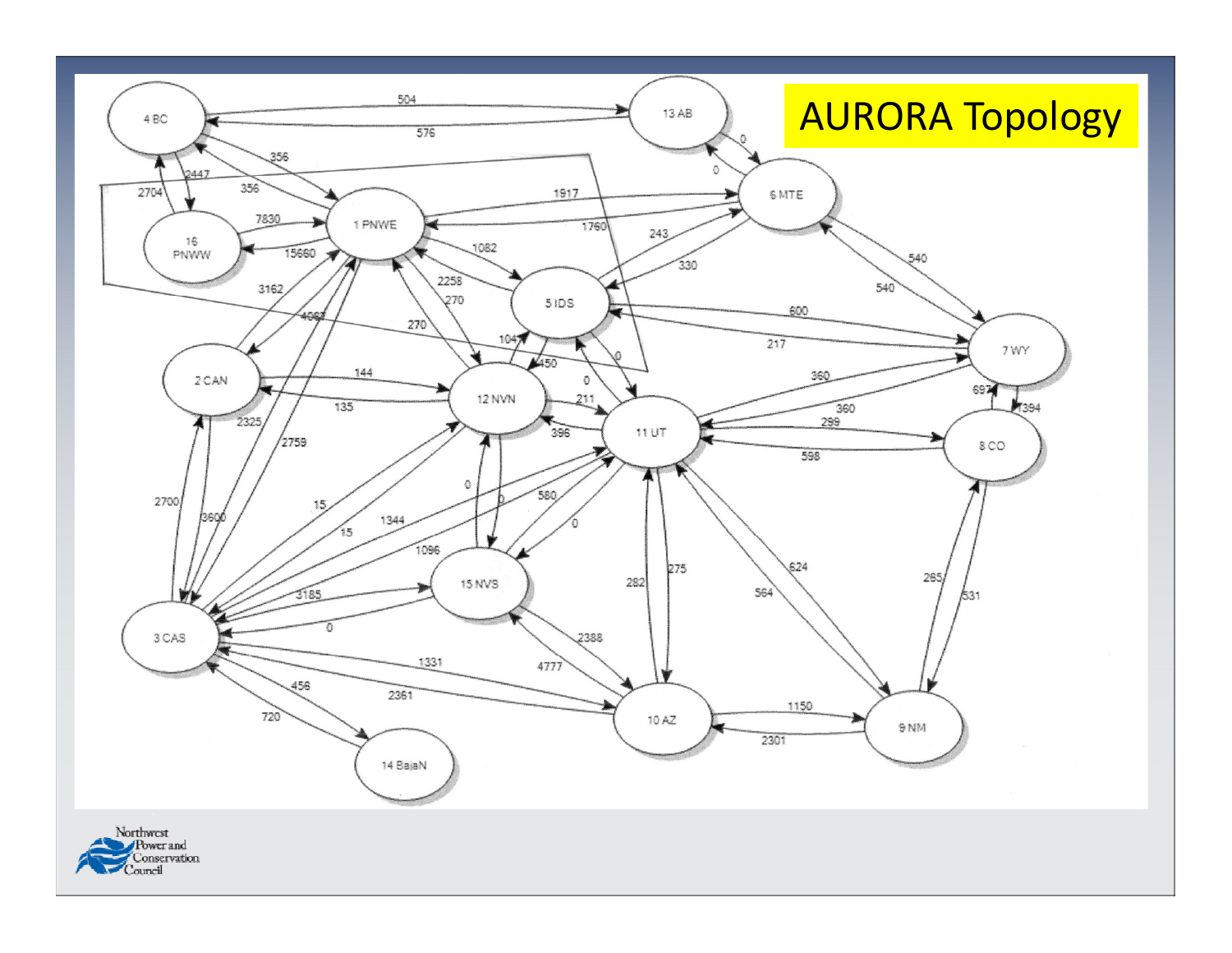# AURORA Topology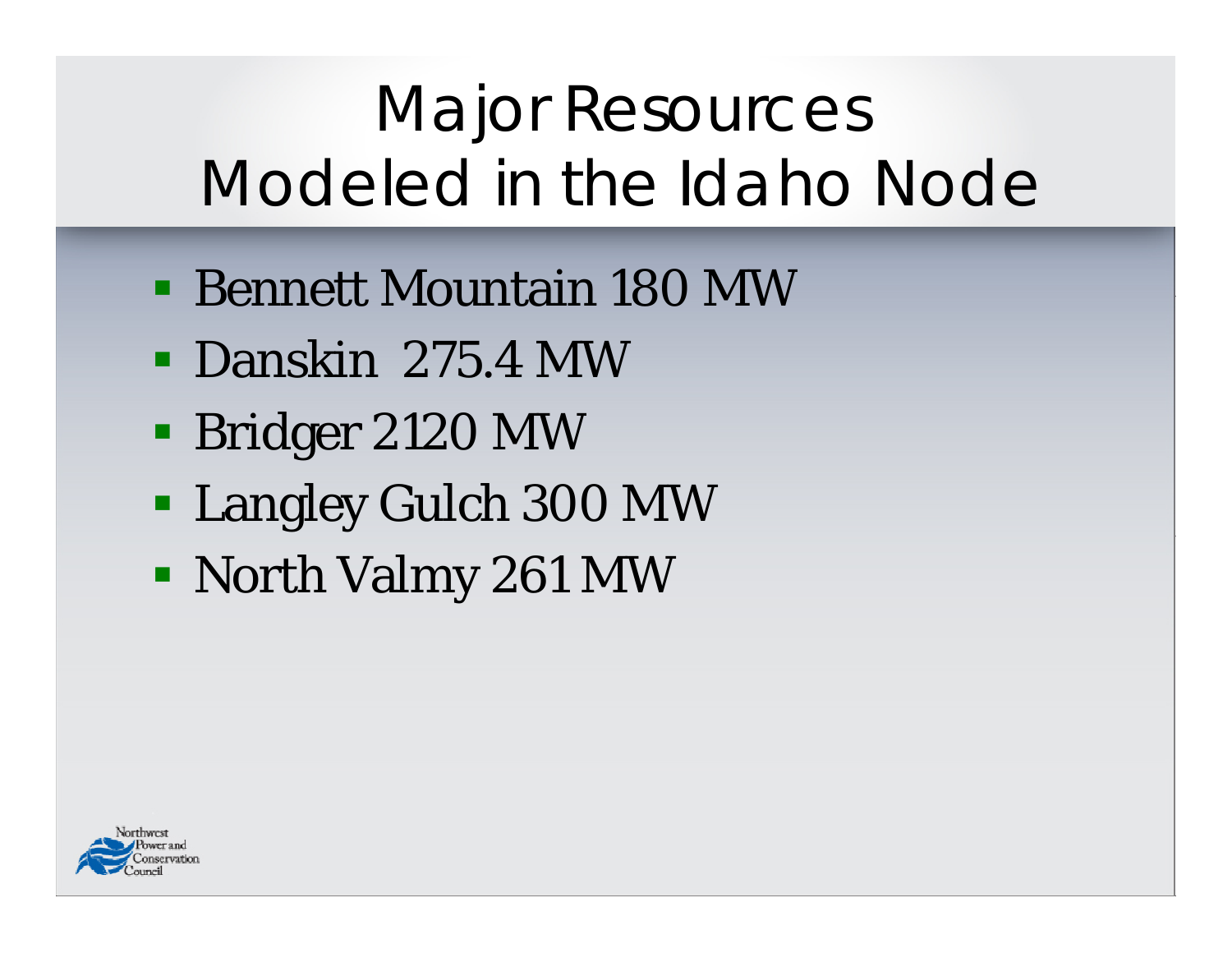# Major Resources Modeled in the Idaho Node

- Bennett Mountain 180 MW
- Danskin 275.4 MW
- Bridger 2120 MW
- Langley Gulch 300 MW
- North Valmy 261 MW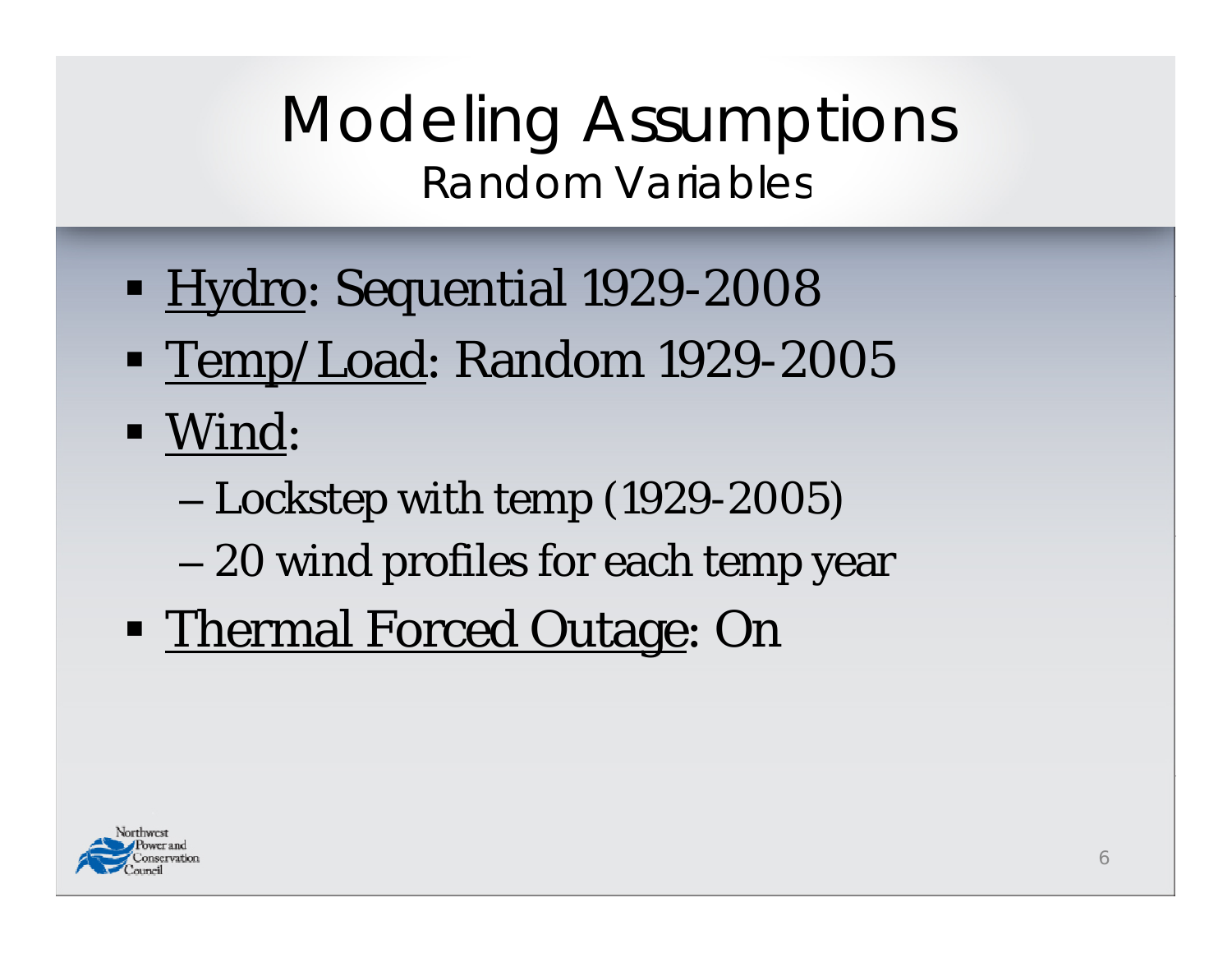# Modeling Assumptions

## Random Variables

- Hydro: Sequential 1929-2008
- Temp/Load: Random 1929-2005
- Wind:
  - Lockstep with temp (1929-2005)
  - 20 wind profiles for each temp year
- Thermal Forced Outage: On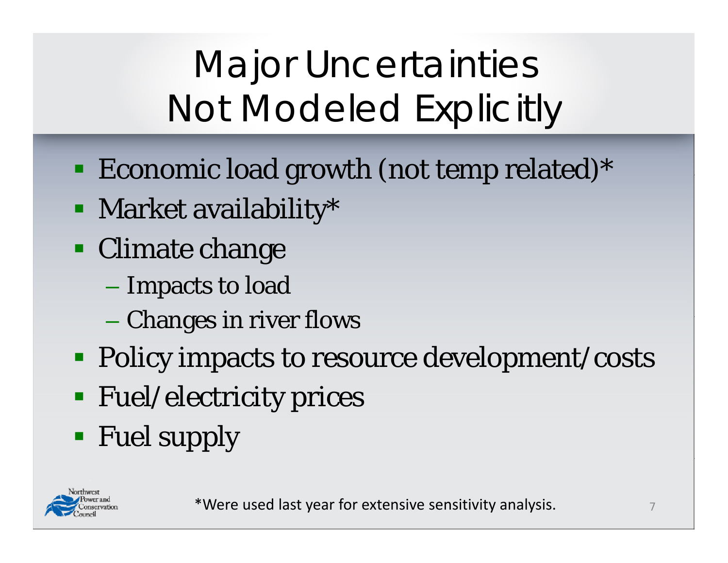# Major Uncertainties Not Modeled Explicitly

- Economic load growth (not temp related)*
- Market availability*
- Climate change
  - Impacts to load
  - Changes in river flows
- Policy impacts to resource development/costs
- Fuel/electricity prices
- Fuel supply

*Were used last year for extensive sensitivity analysis.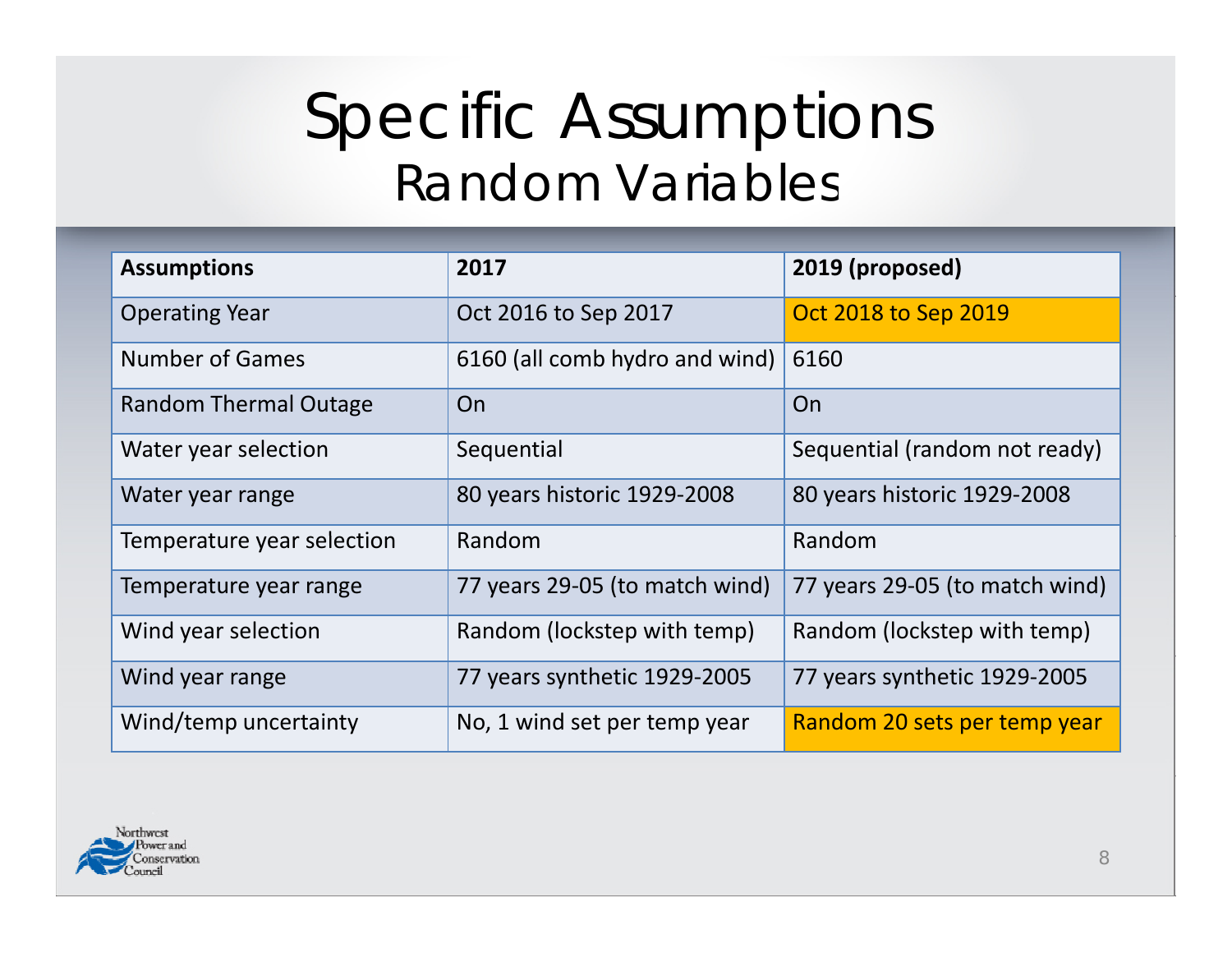# Specific Assumptions

## Random Variables

| Assumptions | 2017 | 2019 (proposed) |
| --- | --- | --- |
| Operating Year | Oct 2016 to Sep 2017 | Oct 2018 to Sep 2019 |
| Number of Games | 6160 (all comb hydro and wind) | 6160 |
| Random Thermal Outage | On | On |
| Water year selection | Sequential | Sequential (random not ready) |
| Water year range | 80 years historic 1929-2008 | 80 years historic 1929-2008 |
| Temperature year selection | Random | Random |
| Temperature year range | 77 years 29-05 (to match wind) | 77 years 29-05 (to match wind) |
| Wind year selection | Random (lockstep with temp) | Random (lockstep with temp) |
| Wind year range | 77 years synthetic 1929-2005 | 77 years synthetic 1929-2005 |
| Wind/temp uncertainty | No, 1 wind set per temp year | Random 20 sets per temp year |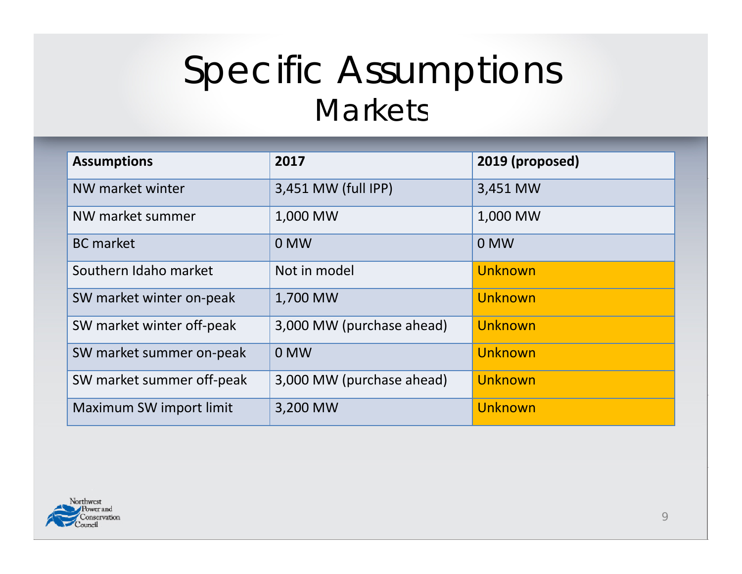# Specific Assumptions

## Markets

| Assumptions | 2017 | 2019 (proposed) |
|---|---|---|
| NW market winter | 3,451 MW (full IPP) | 3,451 MW |
| NW market summer | 1,000 MW | 1,000 MW |
| BC market | 0 MW | 0 MW |
| Southern Idaho market | Not in model | Unknown |
| SW market winter on-peak | 1,700 MW | Unknown |
| SW market winter off-peak | 3,000 MW (purchase ahead) | Unknown |
| SW market summer on-peak | 0 MW | Unknown |
| SW market summer off-peak | 3,000 MW (purchase ahead) | Unknown |
| Maximum SW import limit | 3,200 MW | Unknown |

Northwest Power and Conservation Council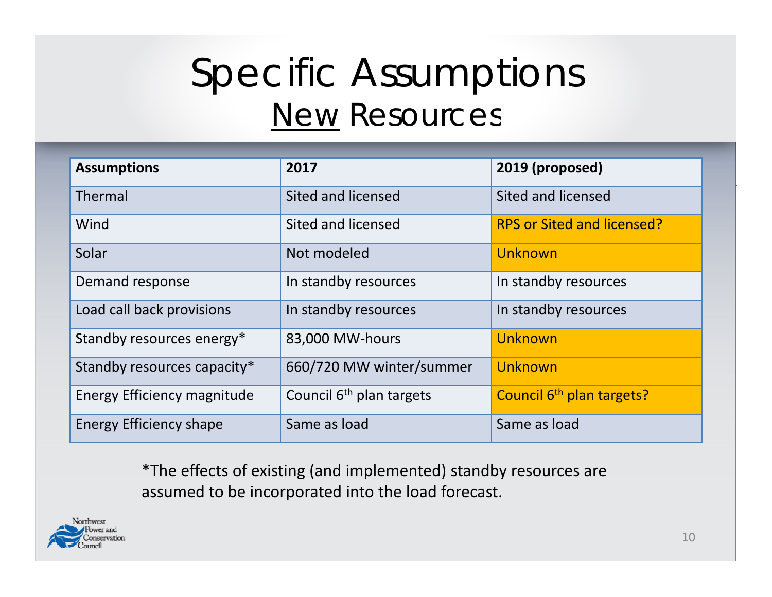# Specific Assumptions

## New Resources

| Assumptions | 2017 | 2019 (proposed) |
|---|---|---|
| Thermal | Sited and licensed | Sited and licensed |
| Wind | Sited and licensed | RPS or Sited and licensed? |
| Solar | Not modeled | Unknown |
| Demand response | In standby resources | In standby resources |
| Load call back provisions | In standby resources | In standby resources |
| Standby resources energy* | 83,000 MW-hours | Unknown |
| Standby resources capacity* | 660/720 MW winter/summer | Unknown |
| Energy Efficiency magnitude | Council 6th plan targets | Council 6th plan targets? |
| Energy Efficiency shape | Same as load | Same as load |

*The effects of existing (and implemented) standby resources are assumed to be incorporated into the load forecast.

Northwest Power and Conservation Council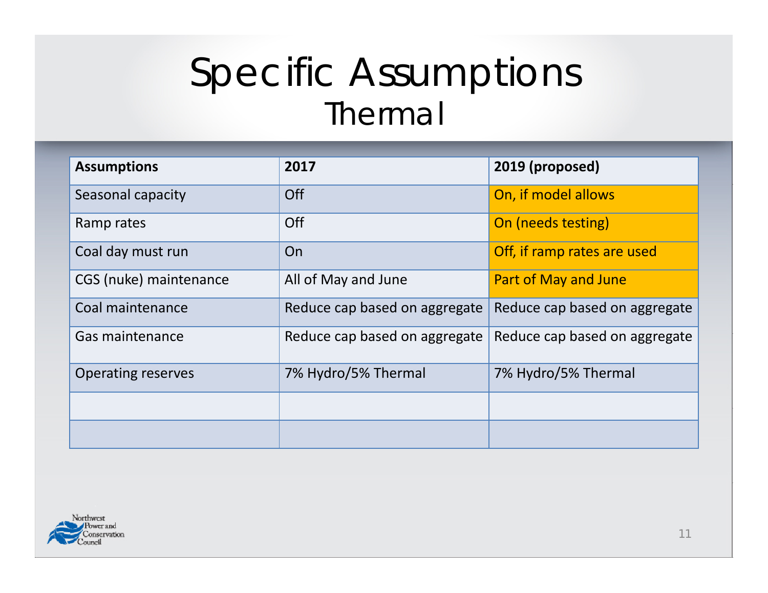# Specific Assumptions

## Thermal

| Assumptions | 2017 | 2019 (proposed) |
|---|---|---|
| Seasonal capacity | Off | On, if model allows |
| Ramp rates | Off | On (needs testing) |
| Coal day must run | On | Off, if ramp rates are used |
| CGS (nuke) maintenance | All of May and June | Part of May and June |
| Coal maintenance | Reduce cap based on aggregate | Reduce cap based on aggregate |
| Gas maintenance | Reduce cap based on aggregate | Reduce cap based on aggregate |
| Operating reserves | 7% Hydro/5% Thermal | 7% Hydro/5% Thermal |
| | | |
| | | |

Northwest Power and Conservation Council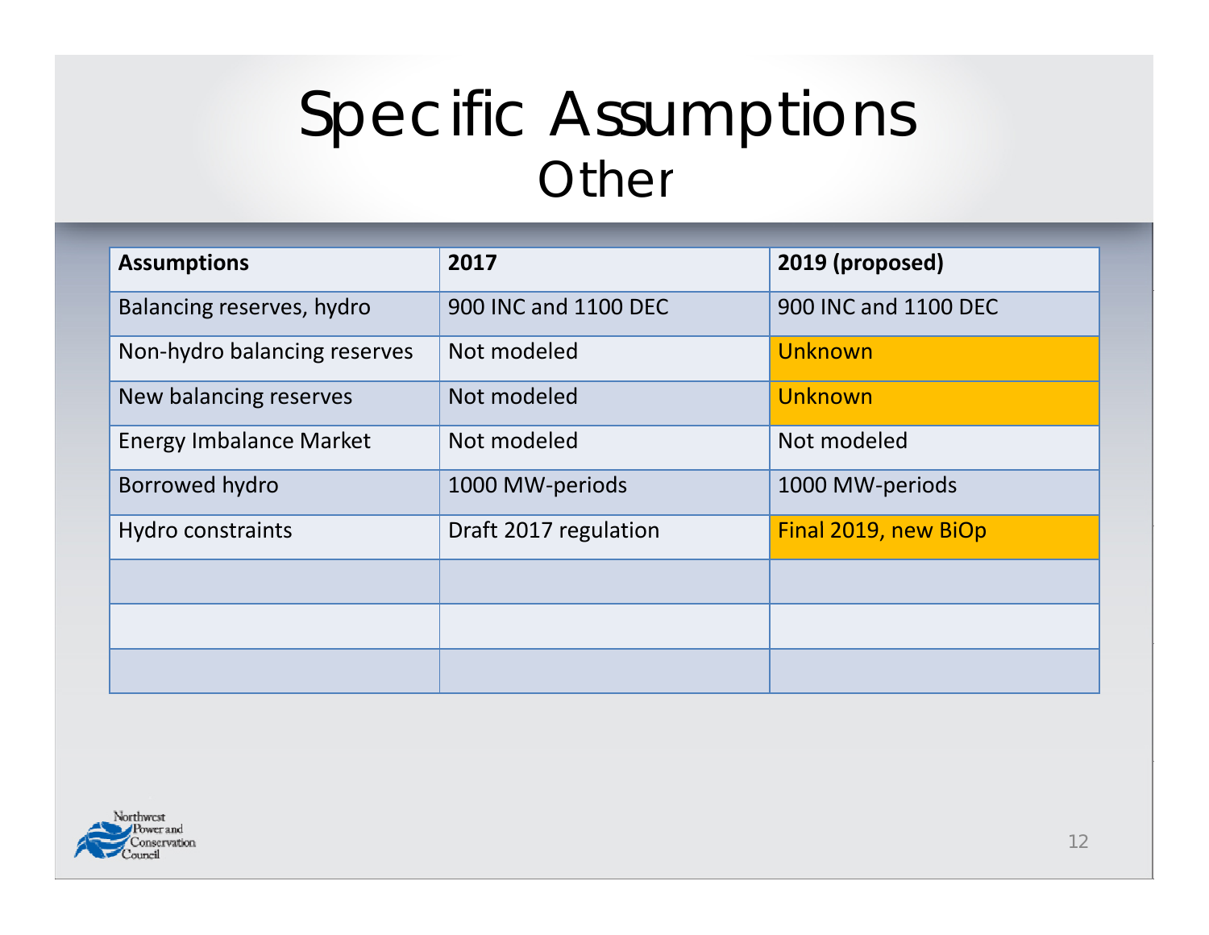# Specific Assumptions
## Other

| Assumptions | 2017 | 2019 (proposed) |
|---|---|---|
| Balancing reserves, hydro | 900 INC and 1100 DEC | 900 INC and 1100 DEC |
| Non-hydro balancing reserves | Not modeled | Unknown |
| New balancing reserves | Not modeled | Unknown |
| Energy Imbalance Market | Not modeled | Not modeled |
| Borrowed hydro | 1000 MW-periods | 1000 MW-periods |
| Hydro constraints | Draft 2017 regulation | Final 2019, new BiOp |
| | | |
| | | |
| | | |

Northwest Power and Conservation Council